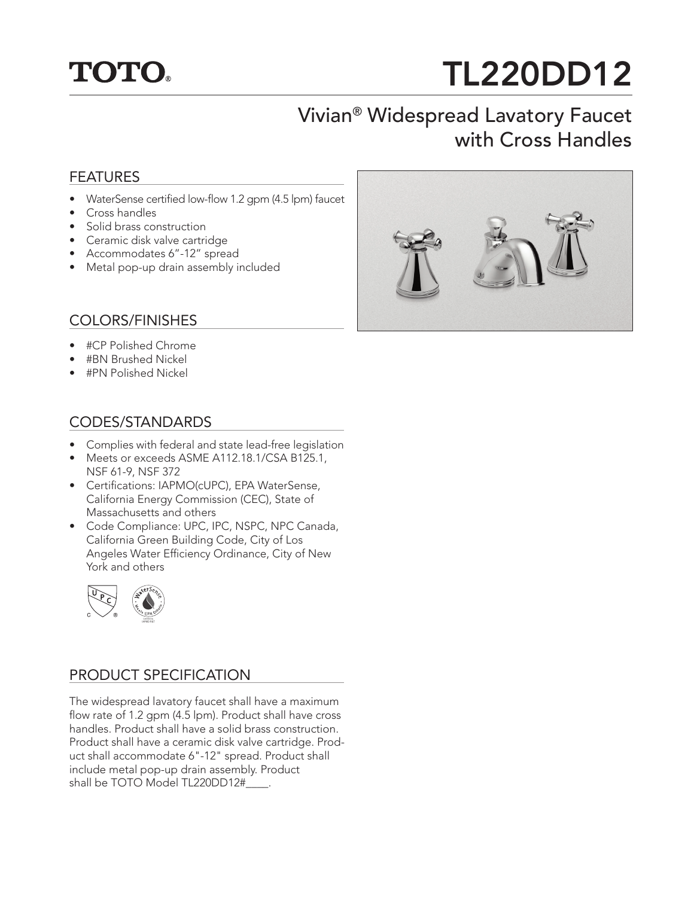TOTO®

# TL220DD12

## Vivian® Widespread Lavatory Faucet with Cross Handles

### FEATURES

- WaterSense certified low-flow 1.2 gpm (4.5 lpm) faucet
- Cross handles
- Solid brass construction
- Ceramic disk valve cartridge
- Accommodates 6”-12” spread
- Metal pop-up drain assembly included

### COLORS/FINISHES

- #CP Polished Chrome
- #BN Brushed Nickel
- #PN Polished Nickel

### CODES/STANDARDS

- Complies with federal and state lead-free legislation
- Meets or exceeds ASME A112.18.1/CSA B125.1, NSF 61-9, NSF 372
- Certifications: IAPMO(cUPC), EPA WaterSense, California Energy Commission (CEC), State of Massachusetts and others
- Code Compliance: UPC, IPC, NSPC, NPC Canada, California Green Building Code, City of Los Angeles Water Efficiency Ordinance, City of New York and others

### PRODUCT SPECIFICATION

The widespread lavatory faucet shall have a maximum flow rate of 1.2 gpm (4.5 lpm). Product shall have cross handles. Product shall have a solid brass construction. Product shall have a ceramic disk valve cartridge. Product shall accommodate 6"-12" spread. Product shall include metal pop-up drain assembly. Product shall be TOTO Model TL220DD12#____.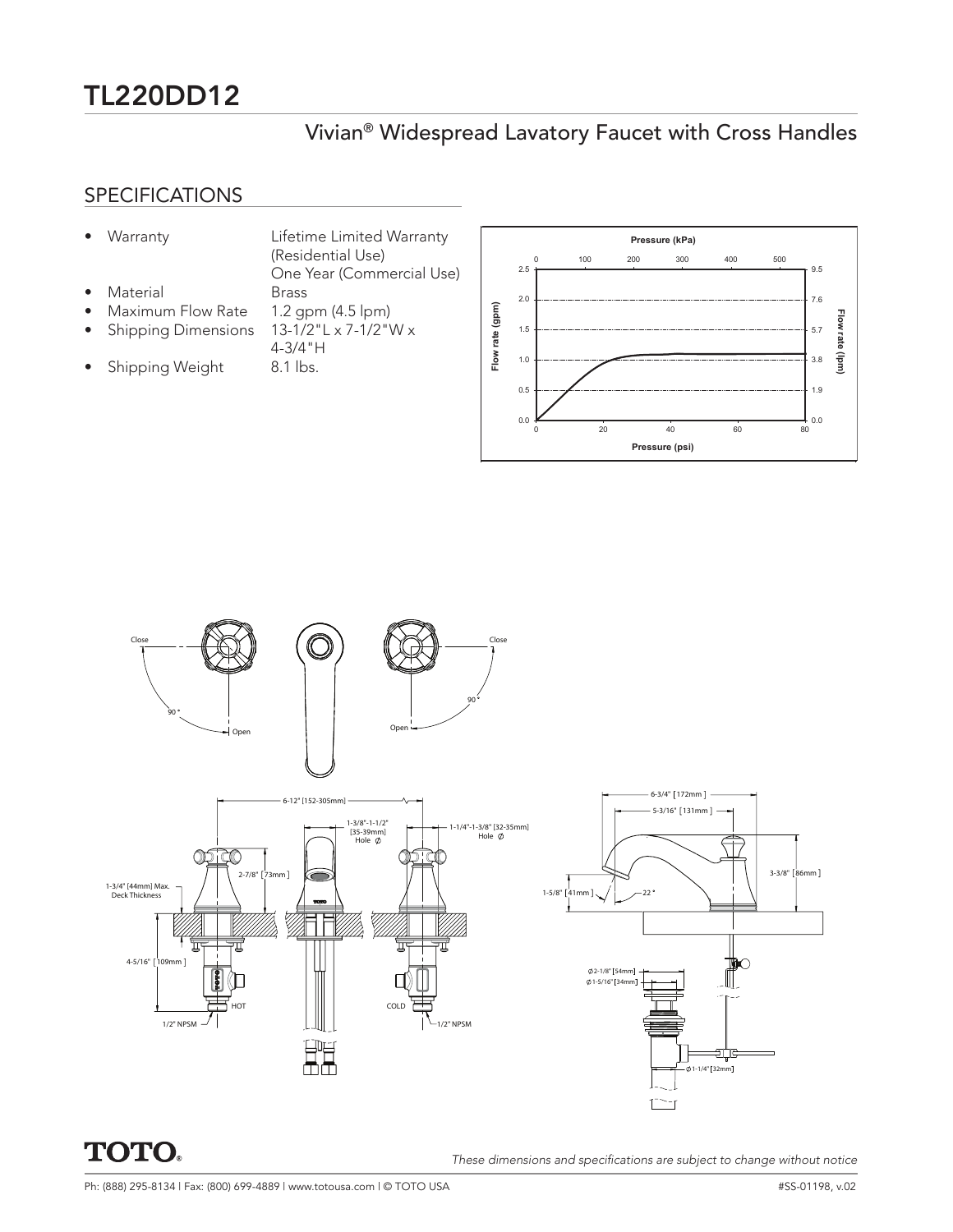# TL220DD12

## Vivian® Widespread Lavatory Faucet with Cross Handles

## SPECIFICATIONS

- Warranty — Lifetime Limited Warranty (Residential Use) One Year (Commercial Use)
- Material — Brass
- Maximum Flow Rate — 1.2 gpm (4.5 lpm)
- Shipping Dimensions — 13-1/2"L x 7-1/2"W x 4-3/4"H
- Shipping Weight — 8.1 lbs.

Pressure (kPa)
0 100 200 300 400 500
Flow rate (gpm)
2.5 2.0 1.5 1.0 0.5 0.0
Flow rate (lpm)
9.5 7.6 5.7 3.8 1.9 0.0
0 20 40 60 80
Pressure (psi)

Close
90°
Open
Close
90°
Open

6-12" [152-305mm]
1-3/8"-1-1/2" [35-39mm] Hole ⌀
1-1/4"-1-3/8" [32-35mm] Hole ⌀
2-7/8" [73mm]
1-3/4" [44mm] Max. Deck Thickness
4-5/16" [109mm]
HOT
COLD
1/2" NPSM
1/2" NPSM

6-3/4" [172mm]
5-3/16" [131mm]
3-3/8" [86mm]
1-5/8" [41mm]
22°
⌀2-1/8" [54mm]
⌀1-5/16" [34mm]
⌀1-1/4" [32mm]

TOTO.

*These dimensions and specifications are subject to change without notice*

Ph: (888) 295-8134 | Fax: (800) 699-4889 | www.totousa.com | © TOTO USA

#SS-01198, v.02